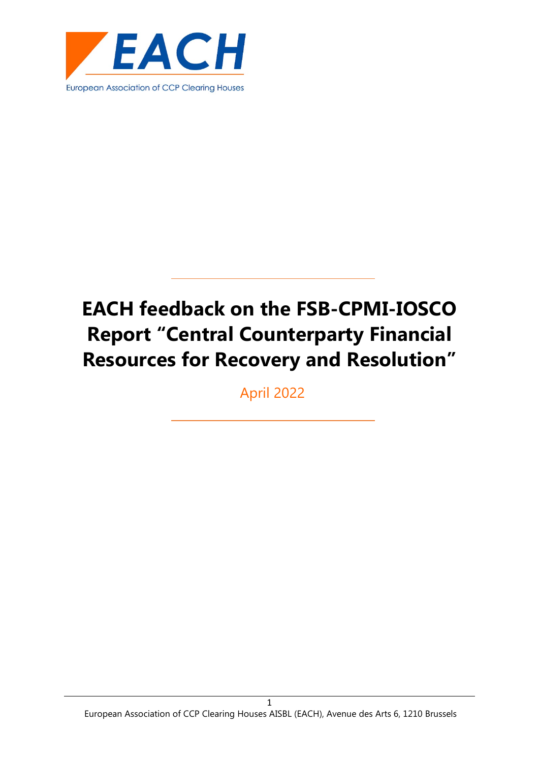EACH

European Association of CCP Clearing Houses

# EACH feedback on the FSB-CPMI-IOSCO Report "Central Counterparty Financial Resources for Recovery and Resolution"

April 2022

European Association of CCP Clearing Houses AISBL (EACH), Avenue des Arts 6, 1210 Brussels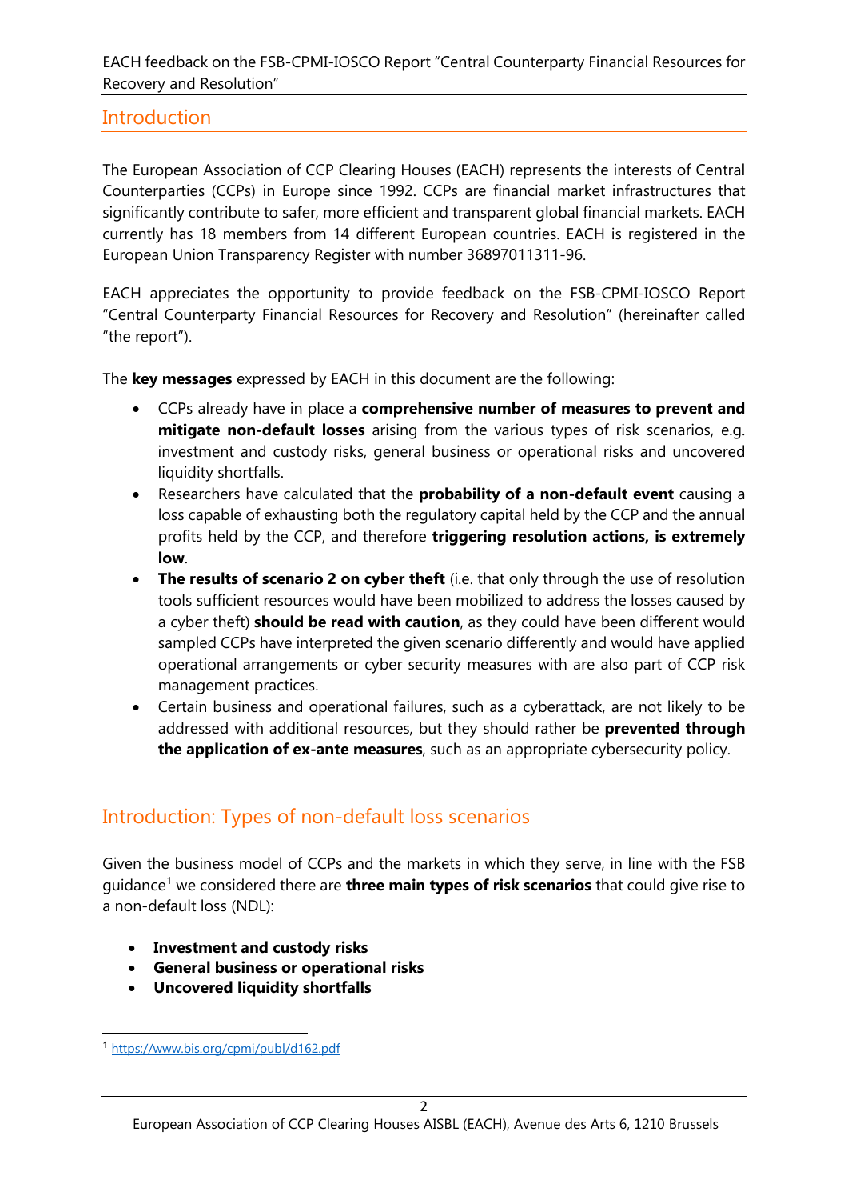## Introduction

The European Association of CCP Clearing Houses (EACH) represents the interests of Central Counterparties (CCPs) in Europe since 1992. CCPs are financial market infrastructures that significantly contribute to safer, more efficient and transparent global financial markets. EACH currently has 18 members from 14 different European countries. EACH is registered in the European Union Transparency Register with number 36897011311-96.

EACH appreciates the opportunity to provide feedback on the FSB-CPMI-IOSCO Report "Central Counterparty Financial Resources for Recovery and Resolution" (hereinafter called "the report").

The **key messages** expressed by EACH in this document are the following:

- CCPs already have in place a **comprehensive number of measures to prevent and mitigate non-default losses** arising from the various types of risk scenarios, e.g. investment and custody risks, general business or operational risks and uncovered liquidity shortfalls.
- Researchers have calculated that the **probability of a non-default event** causing a loss capable of exhausting both the regulatory capital held by the CCP and the annual profits held by the CCP, and therefore **triggering resolution actions, is extremely low**.
- **The results of scenario 2 on cyber theft** (i.e. that only through the use of resolution tools sufficient resources would have been mobilized to address the losses caused by a cyber theft) **should be read with caution**, as they could have been different would sampled CCPs have interpreted the given scenario differently and would have applied operational arrangements or cyber security measures with are also part of CCP risk management practices.
- Certain business and operational failures, such as a cyberattack, are not likely to be addressed with additional resources, but they should rather be **prevented through the application of ex-ante measures**, such as an appropriate cybersecurity policy.

## Introduction: Types of non-default loss scenarios

Given the business model of CCPs and the markets in which they serve, in line with the FSB guidance[1] we considered there are **three main types of risk scenarios** that could give rise to a non-default loss (NDL):

- **Investment and custody risks**
- **General business or operational risks**
- **Uncovered liquidity shortfalls**

[1] https://www.bis.org/cpmi/publ/d162.pdf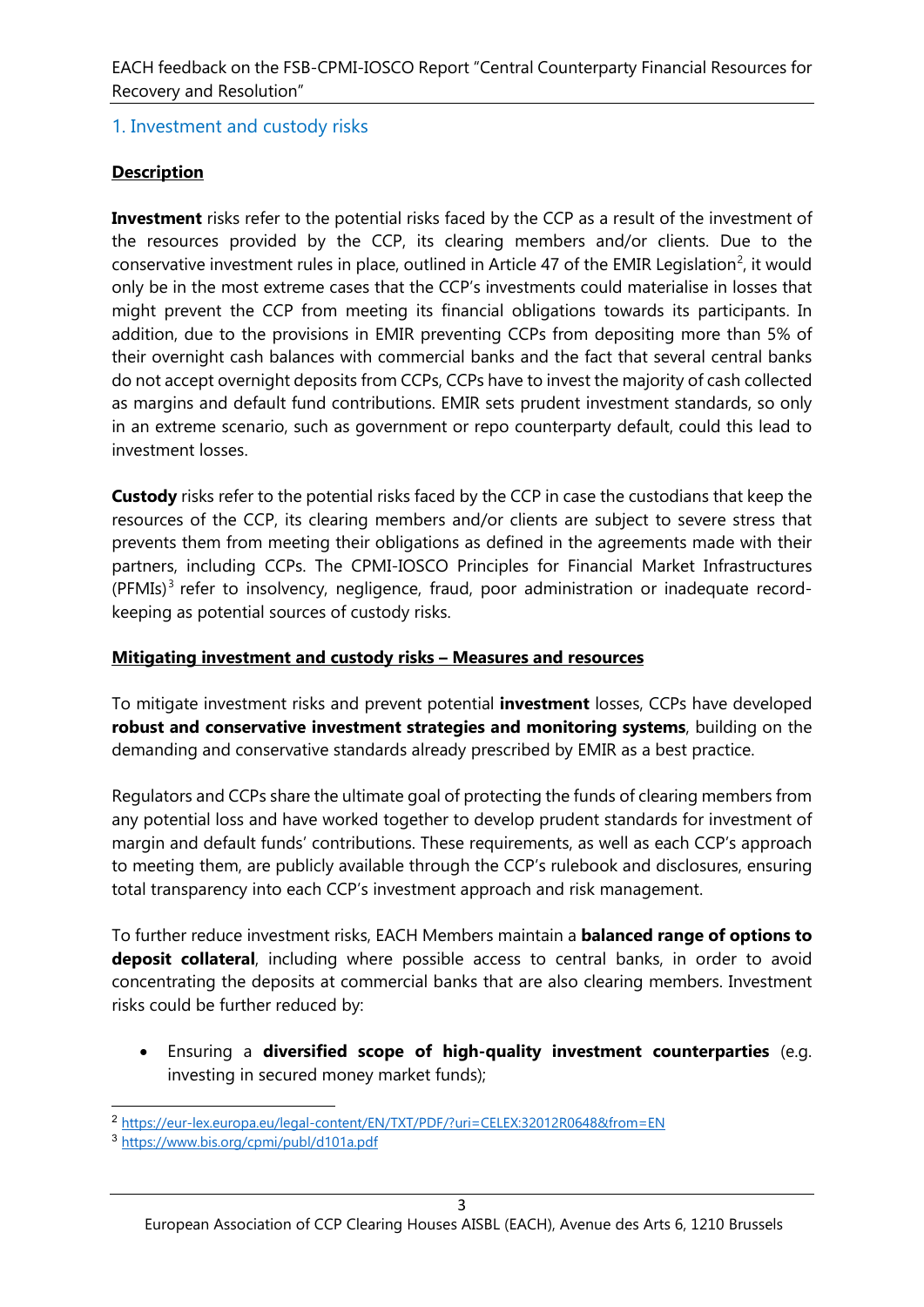## 1. Investment and custody risks

**Description**

**Investment** risks refer to the potential risks faced by the CCP as a result of the investment of the resources provided by the CCP, its clearing members and/or clients. Due to the conservative investment rules in place, outlined in Article 47 of the EMIR Legislation[2], it would only be in the most extreme cases that the CCP's investments could materialise in losses that might prevent the CCP from meeting its financial obligations towards its participants. In addition, due to the provisions in EMIR preventing CCPs from depositing more than 5% of their overnight cash balances with commercial banks and the fact that several central banks do not accept overnight deposits from CCPs, CCPs have to invest the majority of cash collected as margins and default fund contributions. EMIR sets prudent investment standards, so only in an extreme scenario, such as government or repo counterparty default, could this lead to investment losses.

**Custody** risks refer to the potential risks faced by the CCP in case the custodians that keep the resources of the CCP, its clearing members and/or clients are subject to severe stress that prevents them from meeting their obligations as defined in the agreements made with their partners, including CCPs. The CPMI-IOSCO Principles for Financial Market Infrastructures (PFMIs)[3] refer to insolvency, negligence, fraud, poor administration or inadequate record-keeping as potential sources of custody risks.

**Mitigating investment and custody risks – Measures and resources**

To mitigate investment risks and prevent potential **investment** losses, CCPs have developed **robust and conservative investment strategies and monitoring systems**, building on the demanding and conservative standards already prescribed by EMIR as a best practice.

Regulators and CCPs share the ultimate goal of protecting the funds of clearing members from any potential loss and have worked together to develop prudent standards for investment of margin and default funds' contributions. These requirements, as well as each CCP's approach to meeting them, are publicly available through the CCP's rulebook and disclosures, ensuring total transparency into each CCP's investment approach and risk management.

To further reduce investment risks, EACH Members maintain a **balanced range of options to deposit collateral**, including where possible access to central banks, in order to avoid concentrating the deposits at commercial banks that are also clearing members. Investment risks could be further reduced by:

- Ensuring a **diversified scope of high-quality investment counterparties** (e.g. investing in secured money market funds);

---

[2] https://eur-lex.europa.eu/legal-content/EN/TXT/PDF/?uri=CELEX:32012R0648&from=EN

[3] https://www.bis.org/cpmi/publ/d101a.pdf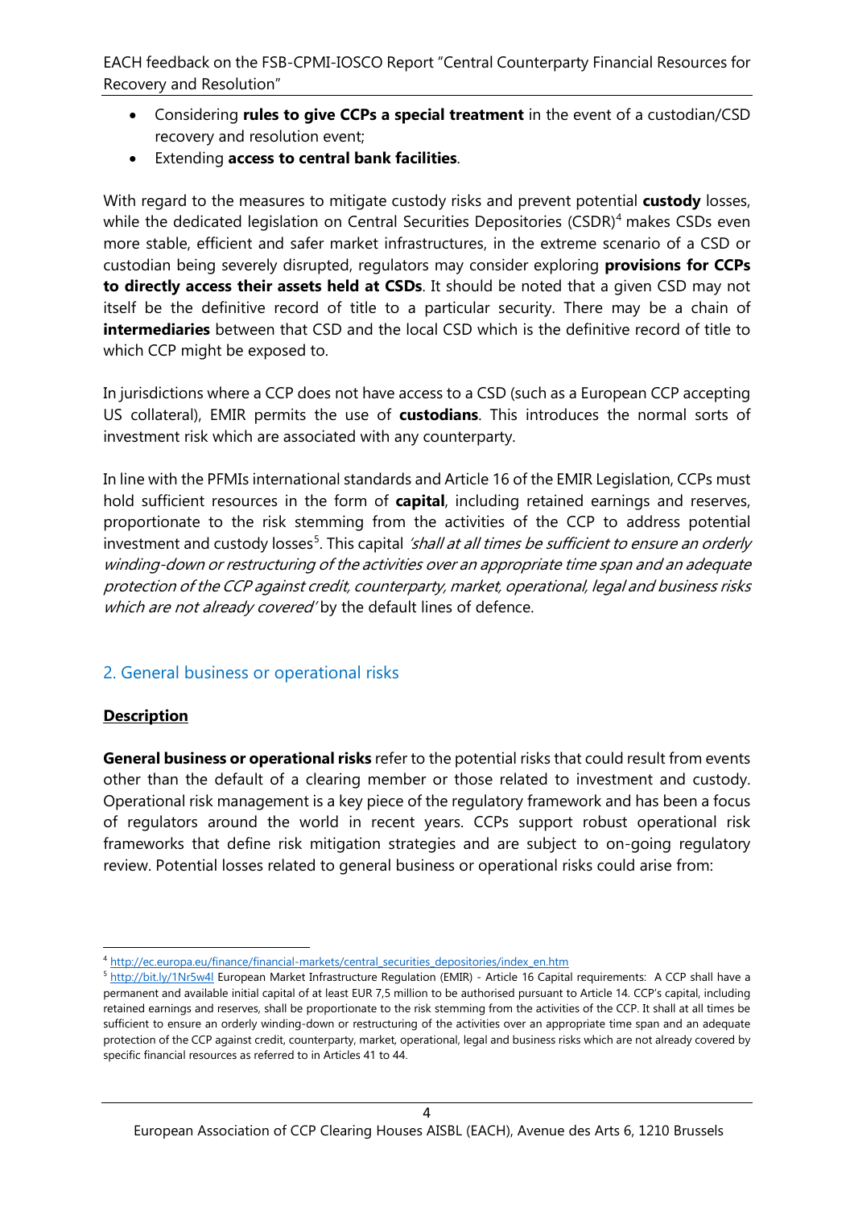- Considering **rules to give CCPs a special treatment** in the event of a custodian/CSD recovery and resolution event;
- Extending **access to central bank facilities**.

With regard to the measures to mitigate custody risks and prevent potential **custody** losses, while the dedicated legislation on Central Securities Depositories (CSDR)[4] makes CSDs even more stable, efficient and safer market infrastructures, in the extreme scenario of a CSD or custodian being severely disrupted, regulators may consider exploring **provisions for CCPs to directly access their assets held at CSDs**. It should be noted that a given CSD may not itself be the definitive record of title to a particular security. There may be a chain of **intermediaries** between that CSD and the local CSD which is the definitive record of title to which CCP might be exposed to.

In jurisdictions where a CCP does not have access to a CSD (such as a European CCP accepting US collateral), EMIR permits the use of **custodians**. This introduces the normal sorts of investment risk which are associated with any counterparty.

In line with the PFMIs international standards and Article 16 of the EMIR Legislation, CCPs must hold sufficient resources in the form of **capital**, including retained earnings and reserves, proportionate to the risk stemming from the activities of the CCP to address potential investment and custody losses[5]. This capital *'shall at all times be sufficient to ensure an orderly winding-down or restructuring of the activities over an appropriate time span and an adequate protection of the CCP against credit, counterparty, market, operational, legal and business risks which are not already covered'* by the default lines of defence.

## 2. General business or operational risks

**Description**

**General business or operational risks** refer to the potential risks that could result from events other than the default of a clearing member or those related to investment and custody. Operational risk management is a key piece of the regulatory framework and has been a focus of regulators around the world in recent years. CCPs support robust operational risk frameworks that define risk mitigation strategies and are subject to on-going regulatory review. Potential losses related to general business or operational risks could arise from:

---

[4] http://ec.europa.eu/finance/financial-markets/central_securities_depositories/index_en.htm

[5] http://bit.ly/1Nr5w4l European Market Infrastructure Regulation (EMIR) - Article 16 Capital requirements: A CCP shall have a permanent and available initial capital of at least EUR 7,5 million to be authorised pursuant to Article 14. CCP's capital, including retained earnings and reserves, shall be proportionate to the risk stemming from the activities of the CCP. It shall at all times be sufficient to ensure an orderly winding-down or restructuring of the activities over an appropriate time span and an adequate protection of the CCP against credit, counterparty, market, operational, legal and business risks which are not already covered by specific financial resources as referred to in Articles 41 to 44.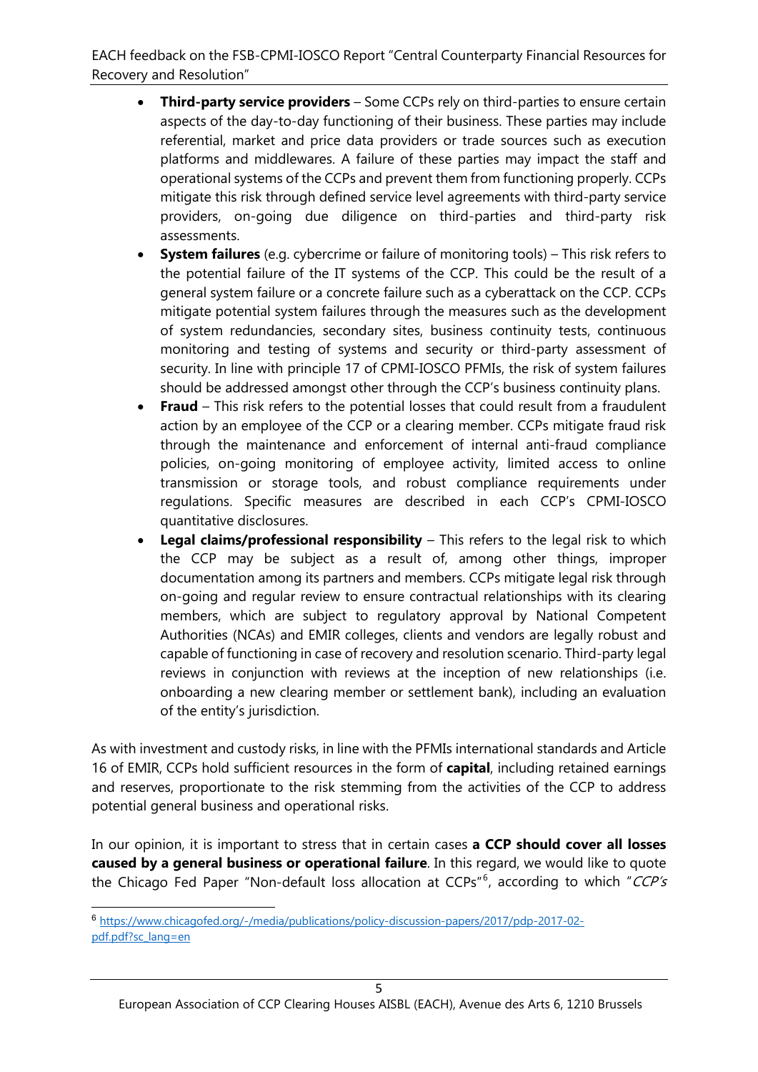- **Third-party service providers** – Some CCPs rely on third-parties to ensure certain aspects of the day-to-day functioning of their business. These parties may include referential, market and price data providers or trade sources such as execution platforms and middlewares. A failure of these parties may impact the staff and operational systems of the CCPs and prevent them from functioning properly. CCPs mitigate this risk through defined service level agreements with third-party service providers, on-going due diligence on third-parties and third-party risk assessments.
- **System failures** (e.g. cybercrime or failure of monitoring tools) – This risk refers to the potential failure of the IT systems of the CCP. This could be the result of a general system failure or a concrete failure such as a cyberattack on the CCP. CCPs mitigate potential system failures through the measures such as the development of system redundancies, secondary sites, business continuity tests, continuous monitoring and testing of systems and security or third-party assessment of security. In line with principle 17 of CPMI-IOSCO PFMIs, the risk of system failures should be addressed amongst other through the CCP's business continuity plans.
- **Fraud** – This risk refers to the potential losses that could result from a fraudulent action by an employee of the CCP or a clearing member. CCPs mitigate fraud risk through the maintenance and enforcement of internal anti-fraud compliance policies, on-going monitoring of employee activity, limited access to online transmission or storage tools, and robust compliance requirements under regulations. Specific measures are described in each CCP's CPMI-IOSCO quantitative disclosures.
- **Legal claims/professional responsibility** – This refers to the legal risk to which the CCP may be subject as a result of, among other things, improper documentation among its partners and members. CCPs mitigate legal risk through on-going and regular review to ensure contractual relationships with its clearing members, which are subject to regulatory approval by National Competent Authorities (NCAs) and EMIR colleges, clients and vendors are legally robust and capable of functioning in case of recovery and resolution scenario. Third-party legal reviews in conjunction with reviews at the inception of new relationships (i.e. onboarding a new clearing member or settlement bank), including an evaluation of the entity's jurisdiction.

As with investment and custody risks, in line with the PFMIs international standards and Article 16 of EMIR, CCPs hold sufficient resources in the form of **capital**, including retained earnings and reserves, proportionate to the risk stemming from the activities of the CCP to address potential general business and operational risks.

In our opinion, it is important to stress that in certain cases **a CCP should cover all losses caused by a general business or operational failure**. In this regard, we would like to quote the Chicago Fed Paper "Non-default loss allocation at CCPs"[6], according to which "*CCP's*

[6] https://www.chicagofed.org/-/media/publications/policy-discussion-papers/2017/pdp-2017-02-pdf.pdf?sc_lang=en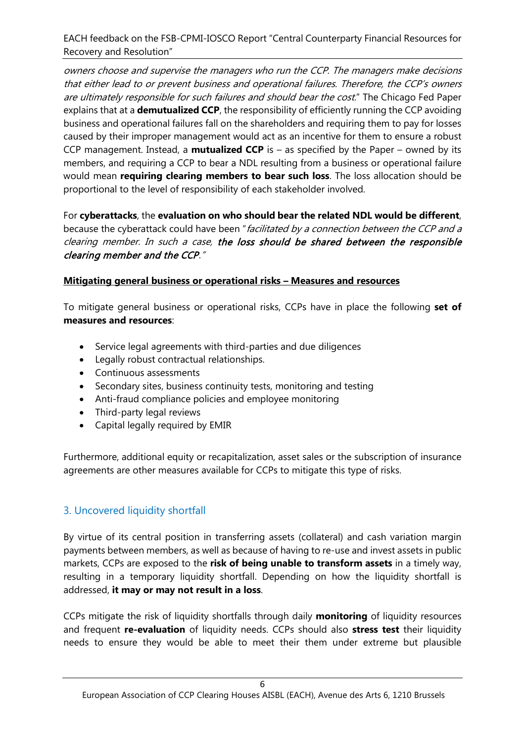*owners choose and supervise the managers who run the CCP. The managers make decisions that either lead to or prevent business and operational failures. Therefore, the CCP's owners are ultimately responsible for such failures and should bear the cost.*" The Chicago Fed Paper explains that at a **demutualized CCP**, the responsibility of efficiently running the CCP avoiding business and operational failures fall on the shareholders and requiring them to pay for losses caused by their improper management would act as an incentive for them to ensure a robust CCP management. Instead, a **mutualized CCP** is – as specified by the Paper – owned by its members, and requiring a CCP to bear a NDL resulting from a business or operational failure would mean **requiring clearing members to bear such loss**. The loss allocation should be proportional to the level of responsibility of each stakeholder involved.

For **cyberattacks**, the **evaluation on who should bear the related NDL would be different**, because the cyberattack could have been "*facilitated by a connection between the CCP and a clearing member. In such a case,* ***the loss should be shared between the responsible clearing member and the CCP****.*"

**Mitigating general business or operational risks – Measures and resources**

To mitigate general business or operational risks, CCPs have in place the following **set of measures and resources**:

- Service legal agreements with third-parties and due diligences
- Legally robust contractual relationships.
- Continuous assessments
- Secondary sites, business continuity tests, monitoring and testing
- Anti-fraud compliance policies and employee monitoring
- Third-party legal reviews
- Capital legally required by EMIR

Furthermore, additional equity or recapitalization, asset sales or the subscription of insurance agreements are other measures available for CCPs to mitigate this type of risks.

## 3. Uncovered liquidity shortfall

By virtue of its central position in transferring assets (collateral) and cash variation margin payments between members, as well as because of having to re-use and invest assets in public markets, CCPs are exposed to the **risk of being unable to transform assets** in a timely way, resulting in a temporary liquidity shortfall. Depending on how the liquidity shortfall is addressed, **it may or may not result in a loss**.

CCPs mitigate the risk of liquidity shortfalls through daily **monitoring** of liquidity resources and frequent **re-evaluation** of liquidity needs. CCPs should also **stress test** their liquidity needs to ensure they would be able to meet their them under extreme but plausible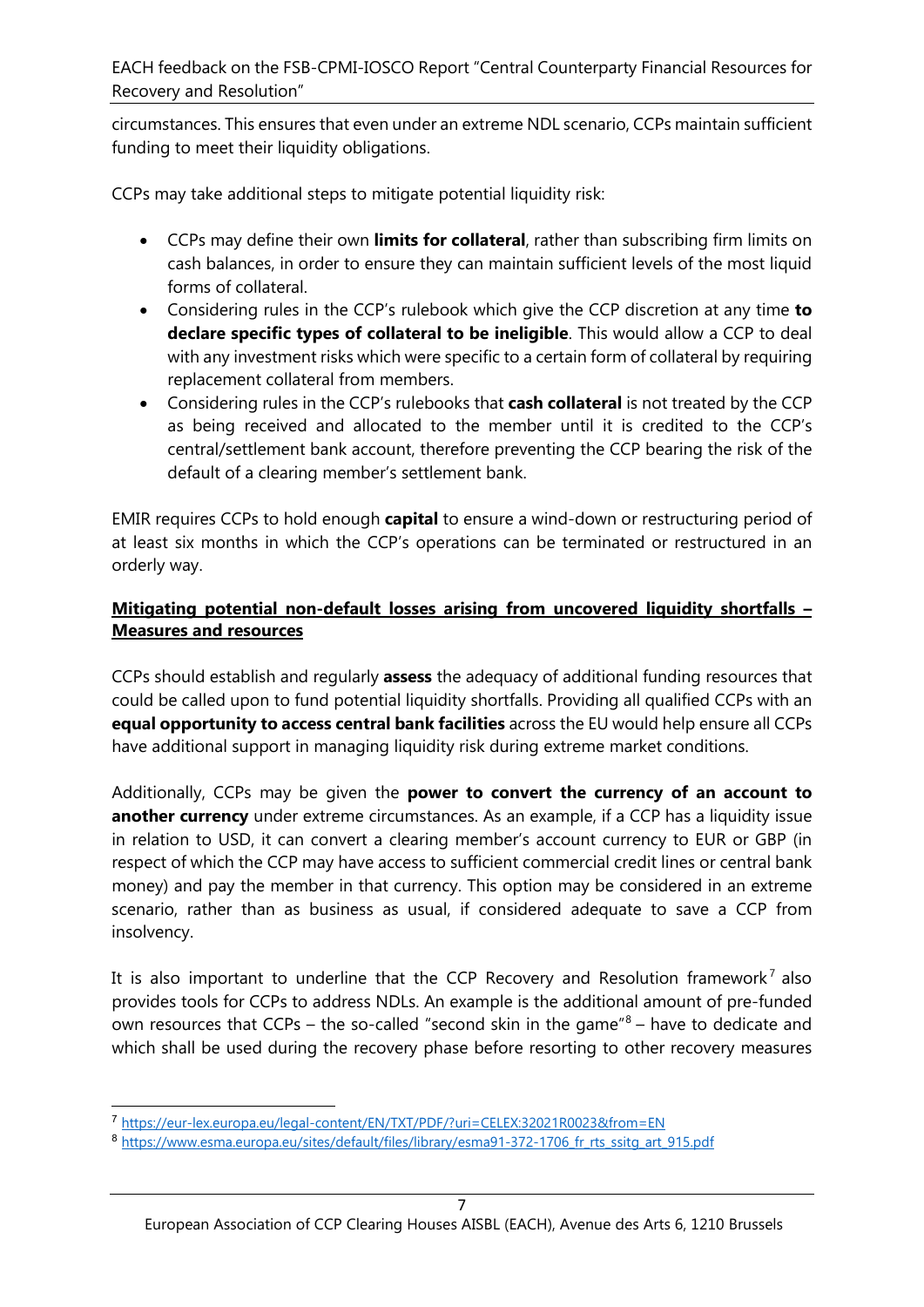circumstances. This ensures that even under an extreme NDL scenario, CCPs maintain sufficient funding to meet their liquidity obligations.

CCPs may take additional steps to mitigate potential liquidity risk:

- CCPs may define their own **limits for collateral**, rather than subscribing firm limits on cash balances, in order to ensure they can maintain sufficient levels of the most liquid forms of collateral.
- Considering rules in the CCP's rulebook which give the CCP discretion at any time **to declare specific types of collateral to be ineligible**. This would allow a CCP to deal with any investment risks which were specific to a certain form of collateral by requiring replacement collateral from members.
- Considering rules in the CCP's rulebooks that **cash collateral** is not treated by the CCP as being received and allocated to the member until it is credited to the CCP's central/settlement bank account, therefore preventing the CCP bearing the risk of the default of a clearing member's settlement bank.

EMIR requires CCPs to hold enough **capital** to ensure a wind-down or restructuring period of at least six months in which the CCP's operations can be terminated or restructured in an orderly way.

**Mitigating potential non-default losses arising from uncovered liquidity shortfalls – Measures and resources**

CCPs should establish and regularly **assess** the adequacy of additional funding resources that could be called upon to fund potential liquidity shortfalls. Providing all qualified CCPs with an **equal opportunity to access central bank facilities** across the EU would help ensure all CCPs have additional support in managing liquidity risk during extreme market conditions.

Additionally, CCPs may be given the **power to convert the currency of an account to another currency** under extreme circumstances. As an example, if a CCP has a liquidity issue in relation to USD, it can convert a clearing member's account currency to EUR or GBP (in respect of which the CCP may have access to sufficient commercial credit lines or central bank money) and pay the member in that currency. This option may be considered in an extreme scenario, rather than as business as usual, if considered adequate to save a CCP from insolvency.

It is also important to underline that the CCP Recovery and Resolution framework[7] also provides tools for CCPs to address NDLs. An example is the additional amount of pre-funded own resources that CCPs – the so-called "second skin in the game"[8] – have to dedicate and which shall be used during the recovery phase before resorting to other recovery measures

---

[7] https://eur-lex.europa.eu/legal-content/EN/TXT/PDF/?uri=CELEX:32021R0023&from=EN

[8] https://www.esma.europa.eu/sites/default/files/library/esma91-372-1706_fr_rts_ssitg_art_915.pdf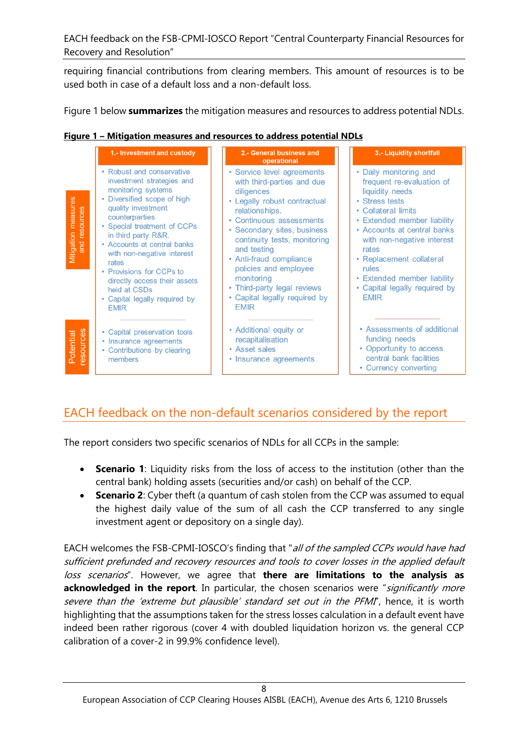requiring financial contributions from clearing members. This amount of resources is to be used both in case of a default loss and a non-default loss.

Figure 1 below **summarizes** the mitigation measures and resources to address potential NDLs.

**Figure 1 – Mitigation measures and resources to address potential NDLs**

| | 1.- Investment and custody | 2.- General business and operational | 3.- Liquidity shortfall |
|---|---|---|---|
| Mitigation measures and resources | • Robust and conservative investment strategies and monitoring systems<br>• Diversified scope of high quality investment counterparties<br>• Special treatment of CCPs in third party R&R.<br>• Accounts at central banks with non-negative interest rates<br>• Provisions for CCPs to directly access their assets held at CSDs<br>• Capital legally required by EMIR | • Service level agreements with third-parties and due diligences<br>• Legally robust contractual relationships.<br>• Continuous assessments<br>• Secondary sites, business continuity tests, monitoring and testing<br>• Anti-fraud compliance policies and employee monitoring<br>• Third-party legal reviews<br>• Capital legally required by EMIR | • Daily monitoring and frequent re-evaluation of liquidity needs<br>• Stress tests<br>• Collateral limits<br>• Extended member liability<br>• Accounts at central banks with non-negative interest rates<br>• Replacement collateral rules<br>• Extended member liability<br>• Capital legally required by EMIR |
| Potential resources | • Capital preservation tools<br>• Insurance agreements<br>• Contributions by clearing members | • Additional equity or recapitalisation<br>• Asset sales<br>• Insurance agreements | • Assessments of additional funding needs<br>• Opportunity to access central bank facilities<br>• Currency converting |

## EACH feedback on the non-default scenarios considered by the report

The report considers two specific scenarios of NDLs for all CCPs in the sample:

- **Scenario 1**: Liquidity risks from the loss of access to the institution (other than the central bank) holding assets (securities and/or cash) on behalf of the CCP.
- **Scenario 2**: Cyber theft (a quantum of cash stolen from the CCP was assumed to equal the highest daily value of the sum of all cash the CCP transferred to any single investment agent or depository on a single day).

EACH welcomes the FSB-CPMI-IOSCO's finding that "*all of the sampled CCPs would have had sufficient prefunded and recovery resources and tools to cover losses in the applied default loss scenarios*". However, we agree that **there are limitations to the analysis as acknowledged in the report**. In particular, the chosen scenarios were "*significantly more severe than the 'extreme but plausible' standard set out in the PFMI*", hence, it is worth highlighting that the assumptions taken for the stress losses calculation in a default event have indeed been rather rigorous (cover 4 with doubled liquidation horizon vs. the general CCP calibration of a cover-2 in 99.9% confidence level).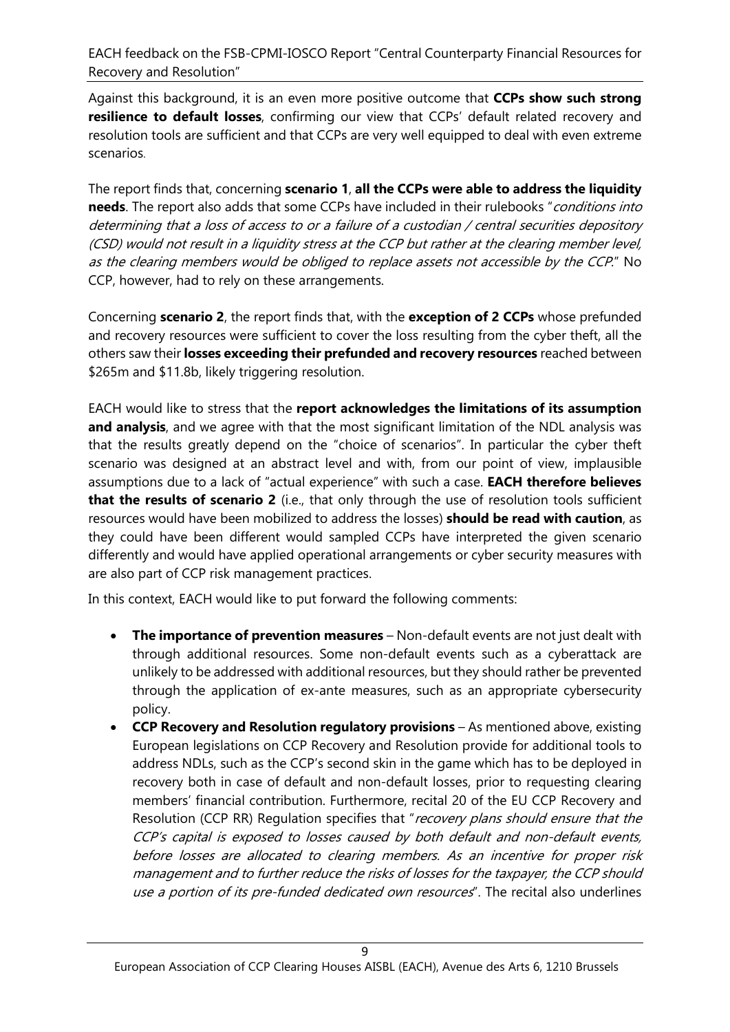Against this background, it is an even more positive outcome that **CCPs show such strong resilience to default losses**, confirming our view that CCPs' default related recovery and resolution tools are sufficient and that CCPs are very well equipped to deal with even extreme scenarios.

The report finds that, concerning **scenario 1**, **all the CCPs were able to address the liquidity needs**. The report also adds that some CCPs have included in their rulebooks "*conditions into determining that a loss of access to or a failure of a custodian / central securities depository (CSD) would not result in a liquidity stress at the CCP but rather at the clearing member level, as the clearing members would be obliged to replace assets not accessible by the CCP.*" No CCP, however, had to rely on these arrangements.

Concerning **scenario 2**, the report finds that, with the **exception of 2 CCPs** whose prefunded and recovery resources were sufficient to cover the loss resulting from the cyber theft, all the others saw their **losses exceeding their prefunded and recovery resources** reached between \$265m and \$11.8b, likely triggering resolution.

EACH would like to stress that the **report acknowledges the limitations of its assumption and analysis**, and we agree with that the most significant limitation of the NDL analysis was that the results greatly depend on the "choice of scenarios". In particular the cyber theft scenario was designed at an abstract level and with, from our point of view, implausible assumptions due to a lack of "actual experience" with such a case. **EACH therefore believes that the results of scenario 2** (i.e., that only through the use of resolution tools sufficient resources would have been mobilized to address the losses) **should be read with caution**, as they could have been different would sampled CCPs have interpreted the given scenario differently and would have applied operational arrangements or cyber security measures with are also part of CCP risk management practices.

In this context, EACH would like to put forward the following comments:

- **The importance of prevention measures** – Non-default events are not just dealt with through additional resources. Some non-default events such as a cyberattack are unlikely to be addressed with additional resources, but they should rather be prevented through the application of ex-ante measures, such as an appropriate cybersecurity policy.
- **CCP Recovery and Resolution regulatory provisions** – As mentioned above, existing European legislations on CCP Recovery and Resolution provide for additional tools to address NDLs, such as the CCP's second skin in the game which has to be deployed in recovery both in case of default and non-default losses, prior to requesting clearing members' financial contribution. Furthermore, recital 20 of the EU CCP Recovery and Resolution (CCP RR) Regulation specifies that "*recovery plans should ensure that the CCP's capital is exposed to losses caused by both default and non-default events, before losses are allocated to clearing members. As an incentive for proper risk management and to further reduce the risks of losses for the taxpayer, the CCP should use a portion of its pre-funded dedicated own resources*". The recital also underlines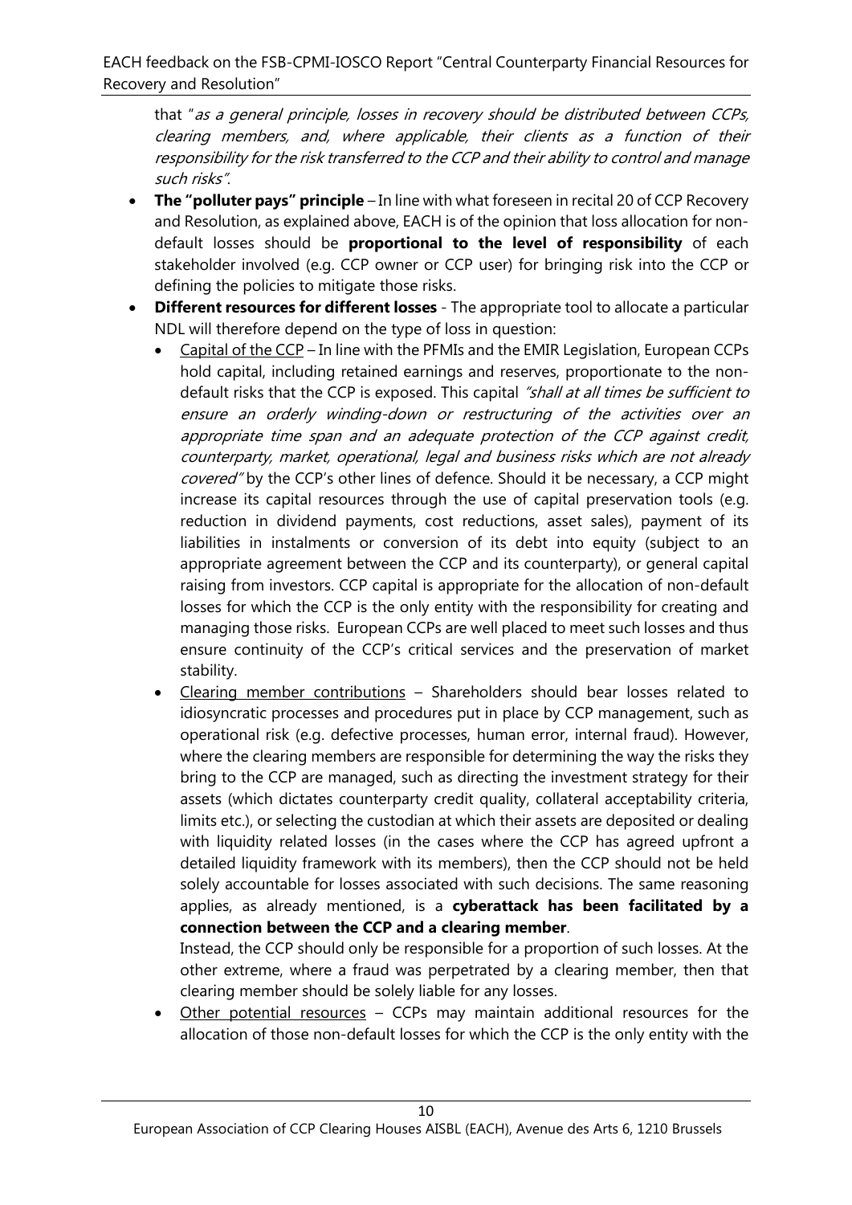that "*as a general principle, losses in recovery should be distributed between CCPs, clearing members, and, where applicable, their clients as a function of their responsibility for the risk transferred to the CCP and their ability to control and manage such risks*".

- **The "polluter pays" principle** – In line with what foreseen in recital 20 of CCP Recovery and Resolution, as explained above, EACH is of the opinion that loss allocation for non-default losses should be **proportional to the level of responsibility** of each stakeholder involved (e.g. CCP owner or CCP user) for bringing risk into the CCP or defining the policies to mitigate those risks.
- **Different resources for different losses** - The appropriate tool to allocate a particular NDL will therefore depend on the type of loss in question:
  - Capital of the CCP – In line with the PFMIs and the EMIR Legislation, European CCPs hold capital, including retained earnings and reserves, proportionate to the non-default risks that the CCP is exposed. This capital *"shall at all times be sufficient to ensure an orderly winding-down or restructuring of the activities over an appropriate time span and an adequate protection of the CCP against credit, counterparty, market, operational, legal and business risks which are not already covered"* by the CCP's other lines of defence. Should it be necessary, a CCP might increase its capital resources through the use of capital preservation tools (e.g. reduction in dividend payments, cost reductions, asset sales), payment of its liabilities in instalments or conversion of its debt into equity (subject to an appropriate agreement between the CCP and its counterparty), or general capital raising from investors. CCP capital is appropriate for the allocation of non-default losses for which the CCP is the only entity with the responsibility for creating and managing those risks. European CCPs are well placed to meet such losses and thus ensure continuity of the CCP's critical services and the preservation of market stability.
  - Clearing member contributions – Shareholders should bear losses related to idiosyncratic processes and procedures put in place by CCP management, such as operational risk (e.g. defective processes, human error, internal fraud). However, where the clearing members are responsible for determining the way the risks they bring to the CCP are managed, such as directing the investment strategy for their assets (which dictates counterparty credit quality, collateral acceptability criteria, limits etc.), or selecting the custodian at which their assets are deposited or dealing with liquidity related losses (in the cases where the CCP has agreed upfront a detailed liquidity framework with its members), then the CCP should not be held solely accountable for losses associated with such decisions. The same reasoning applies, as already mentioned, is a **cyberattack has been facilitated by a connection between the CCP and a clearing member**.

    Instead, the CCP should only be responsible for a proportion of such losses. At the other extreme, where a fraud was perpetrated by a clearing member, then that clearing member should be solely liable for any losses.
  - Other potential resources – CCPs may maintain additional resources for the allocation of those non-default losses for which the CCP is the only entity with the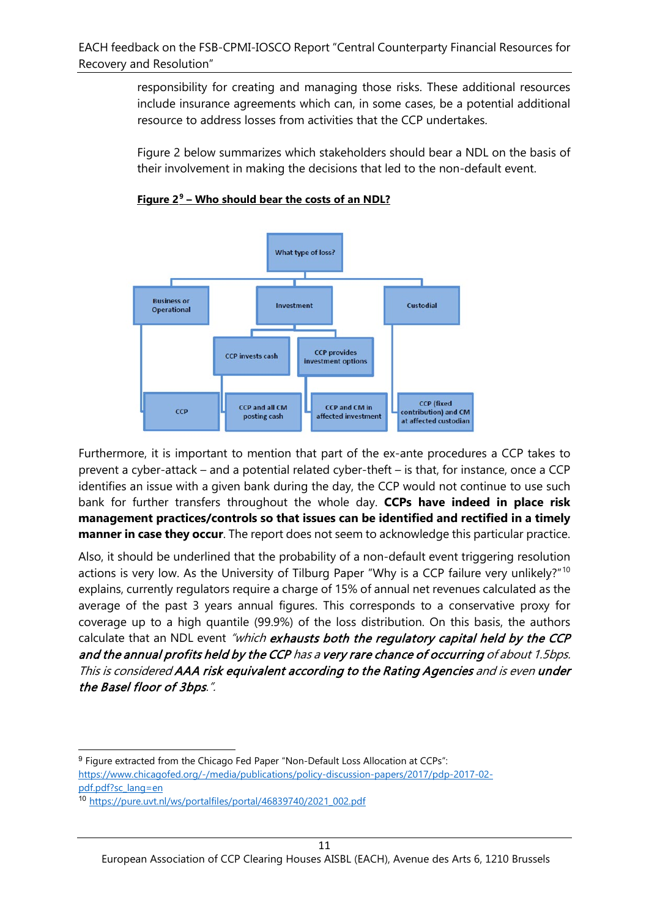responsibility for creating and managing those risks. These additional resources include insurance agreements which can, in some cases, be a potential additional resource to address losses from activities that the CCP undertakes.

Figure 2 below summarizes which stakeholders should bear a NDL on the basis of their involvement in making the decisions that led to the non-default event.

**Figure 2[9] – Who should bear the costs of an NDL?**

What type of loss?

- Business or Operational
  - CCP
- Investment
  - CCP invests cash
    - CCP and all CM posting cash
  - CCP provides investment options
    - CCP and CM in affected investment
- Custodial
  - CCP (fixed contribution) and CM at affected custodian

Furthermore, it is important to mention that part of the ex-ante procedures a CCP takes to prevent a cyber-attack – and a potential related cyber-theft – is that, for instance, once a CCP identifies an issue with a given bank during the day, the CCP would not continue to use such bank for further transfers throughout the whole day. **CCPs have indeed in place risk management practices/controls so that issues can be identified and rectified in a timely manner in case they occur**. The report does not seem to acknowledge this particular practice.

Also, it should be underlined that the probability of a non-default event triggering resolution actions is very low. As the University of Tilburg Paper "Why is a CCP failure very unlikely?"[10] explains, currently regulators require a charge of 15% of annual net revenues calculated as the average of the past 3 years annual figures. This corresponds to a conservative proxy for coverage up to a high quantile (99.9%) of the loss distribution. On this basis, the authors calculate that an NDL event *"which **exhausts both the regulatory capital held by the CCP and the annual profits held by the CCP** has a **very rare chance of occurring** of about 1.5bps. This is considered **AAA risk equivalent according to the Rating Agencies** and is even **under the Basel floor of 3bps**."*

[9] Figure extracted from the Chicago Fed Paper "Non-Default Loss Allocation at CCPs": https://www.chicagofed.org/-/media/publications/policy-discussion-papers/2017/pdp-2017-02-pdf.pdf?sc_lang=en

[10] https://pure.uvt.nl/ws/portalfiles/portal/46839740/2021_002.pdf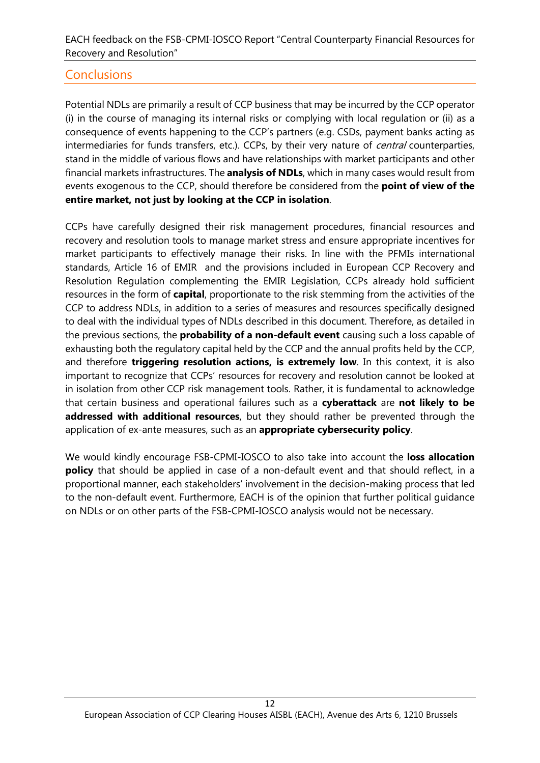## Conclusions

Potential NDLs are primarily a result of CCP business that may be incurred by the CCP operator (i) in the course of managing its internal risks or complying with local regulation or (ii) as a consequence of events happening to the CCP's partners (e.g. CSDs, payment banks acting as intermediaries for funds transfers, etc.). CCPs, by their very nature of *central* counterparties, stand in the middle of various flows and have relationships with market participants and other financial markets infrastructures. The **analysis of NDLs**, which in many cases would result from events exogenous to the CCP, should therefore be considered from the **point of view of the entire market, not just by looking at the CCP in isolation**.

CCPs have carefully designed their risk management procedures, financial resources and recovery and resolution tools to manage market stress and ensure appropriate incentives for market participants to effectively manage their risks. In line with the PFMIs international standards, Article 16 of EMIR and the provisions included in European CCP Recovery and Resolution Regulation complementing the EMIR Legislation, CCPs already hold sufficient resources in the form of **capital**, proportionate to the risk stemming from the activities of the CCP to address NDLs, in addition to a series of measures and resources specifically designed to deal with the individual types of NDLs described in this document. Therefore, as detailed in the previous sections, the **probability of a non-default event** causing such a loss capable of exhausting both the regulatory capital held by the CCP and the annual profits held by the CCP, and therefore **triggering resolution actions, is extremely low**. In this context, it is also important to recognize that CCPs' resources for recovery and resolution cannot be looked at in isolation from other CCP risk management tools. Rather, it is fundamental to acknowledge that certain business and operational failures such as a **cyberattack** are **not likely to be addressed with additional resources**, but they should rather be prevented through the application of ex-ante measures, such as an **appropriate cybersecurity policy**.

We would kindly encourage FSB-CPMI-IOSCO to also take into account the **loss allocation policy** that should be applied in case of a non-default event and that should reflect, in a proportional manner, each stakeholders' involvement in the decision-making process that led to the non-default event. Furthermore, EACH is of the opinion that further political guidance on NDLs or on other parts of the FSB-CPMI-IOSCO analysis would not be necessary.